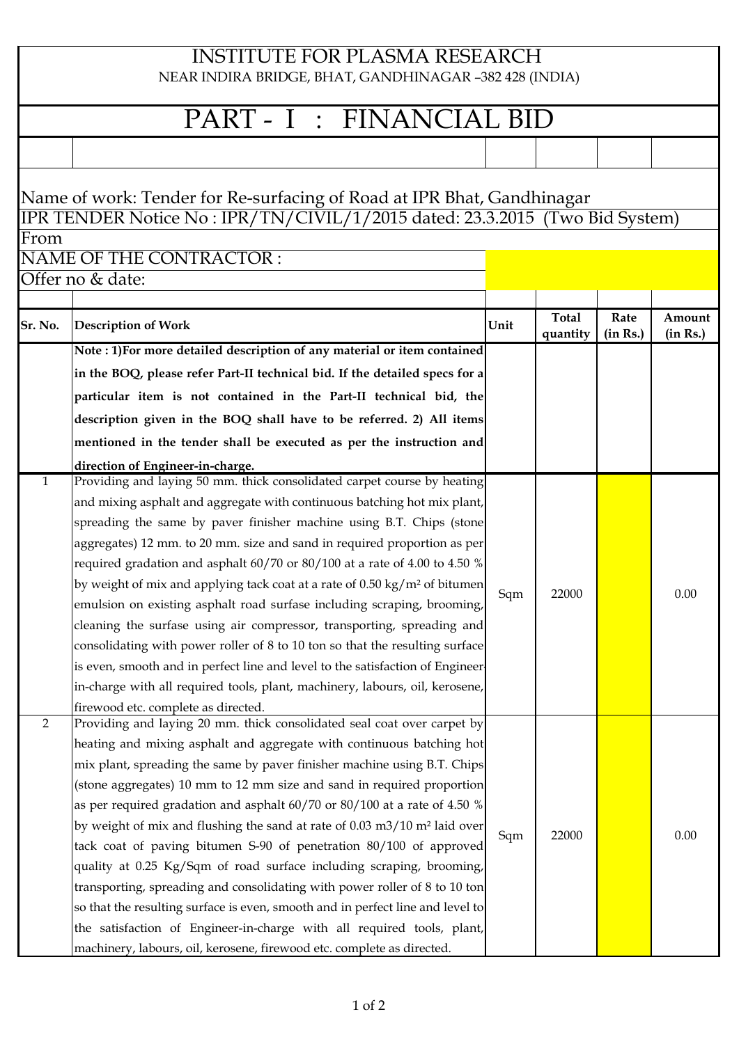# INSTITUTE FOR PLASMA RESEARCH

NEAR INDIRA BRIDGE, BHAT, GANDHINAGAR –382 428 (INDIA)

## PART - I : FINANCIAL BID

Name of work: Tender for Re-surfacing of Road at IPR Bhat, Gandhinagar

IPR TENDER Notice No : IPR/TN/CIVIL/1/2015 dated: 23.3.2015 (Two Bid System)

From

NAME OF THE CONTRACTOR :

Offer no & date:

| Sr. No. | Description of Work | Unit | Total quantity | Rate (in Rs.) | Amount (in Rs.) |
|---|---|---|---|---|---|
| | **Note : 1)For more detailed description of any material or item contained in the BOQ, please refer Part-II technical bid. If the detailed specs for a particular item is not contained in the Part-II technical bid, the description given in the BOQ shall have to be referred. 2) All items mentioned in the tender shall be executed as per the instruction and direction of Engineer-in-charge.** | | | | |
| 1 | Providing and laying 50 mm. thick consolidated carpet course by heating and mixing asphalt and aggregate with continuous batching hot mix plant, spreading the same by paver finisher machine using B.T. Chips (stone aggregates) 12 mm. to 20 mm. size and sand in required proportion as per required gradation and asphalt 60/70 or 80/100 at a rate of 4.00 to 4.50 % by weight of mix and applying tack coat at a rate of 0.50 kg/m² of bitumen emulsion on existing asphalt road surfase including scraping, brooming, cleaning the surfase using air compressor, transporting, spreading and consolidating with power roller of 8 to 10 ton so that the resulting surface is even, smooth and in perfect line and level to the satisfaction of Engineer-in-charge with all required tools, plant, machinery, labours, oil, kerosene, firewood etc. complete as directed. | Sqm | 22000 | | 0.00 |
| 2 | Providing and laying 20 mm. thick consolidated seal coat over carpet by heating and mixing asphalt and aggregate with continuous batching hot mix plant, spreading the same by paver finisher machine using B.T. Chips (stone aggregates) 10 mm to 12 mm size and sand in required proportion as per required gradation and asphalt 60/70 or 80/100 at a rate of 4.50 % by weight of mix and flushing the sand at rate of 0.03 m3/10 m² laid over tack coat of paving bitumen S-90 of penetration 80/100 of approved quality at 0.25 Kg/Sqm of road surface including scraping, brooming, transporting, spreading and consolidating with power roller of 8 to 10 ton so that the resulting surface is even, smooth and in perfect line and level to the satisfaction of Engineer-in-charge with all required tools, plant, machinery, labours, oil, kerosene, firewood etc. complete as directed. | Sqm | 22000 | | 0.00 |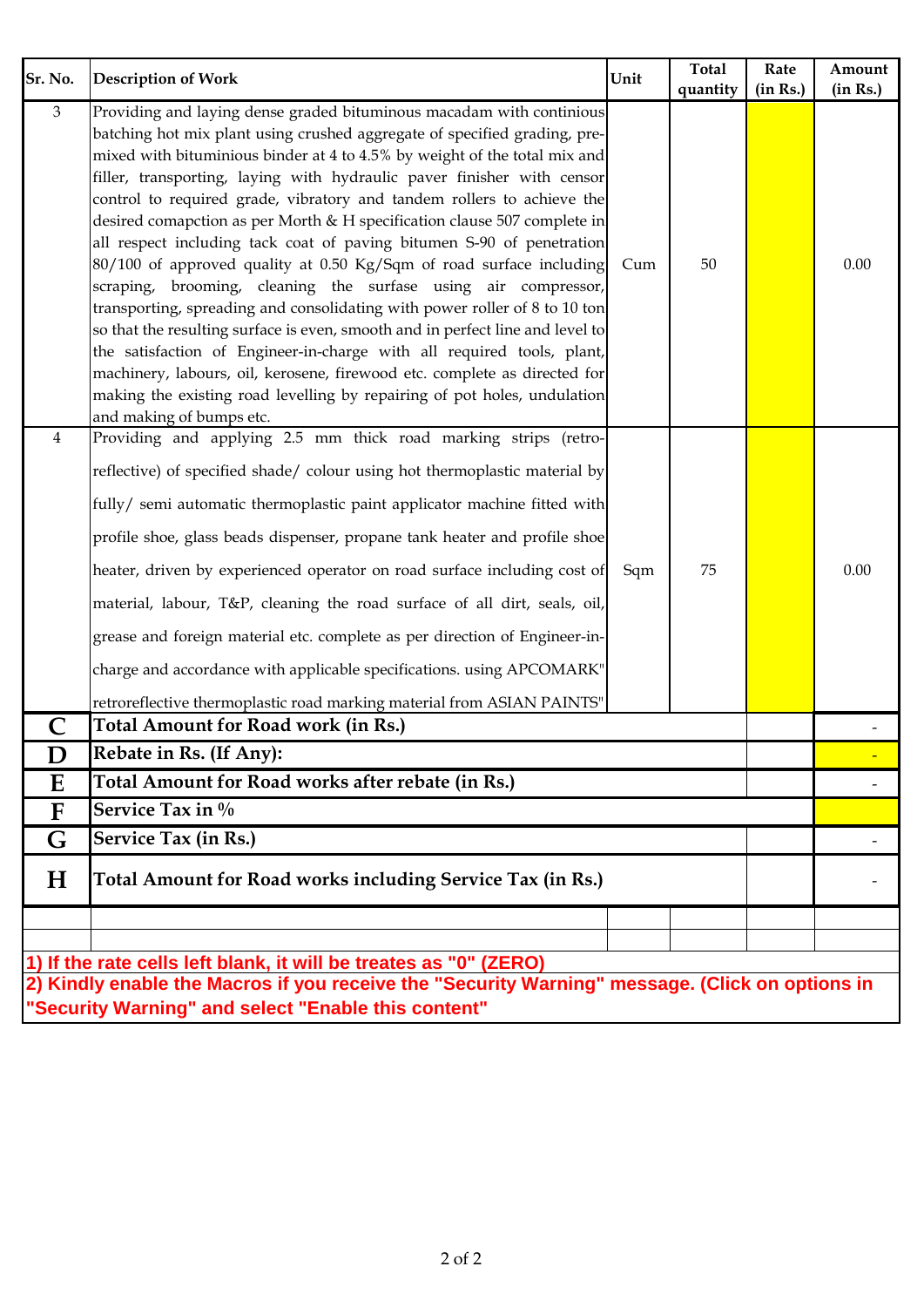| Sr. No. | Description of Work | Unit | Total quantity | Rate (in Rs.) | Amount (in Rs.) |
|---|---|---|---|---|---|
| 3 | Providing and laying dense graded bituminous macadam with continious batching hot mix plant using crushed aggregate of specified grading, pre-mixed with bituminious binder at 4 to 4.5% by weight of the total mix and filler, transporting, laying with hydraulic paver finisher with censor control to required grade, vibratory and tandem rollers to achieve the desired comapction as per Morth & H specification clause 507 complete in all respect including tack coat of paving bitumen S-90 of penetration 80/100 of approved quality at 0.50 Kg/Sqm of road surface including scraping, brooming, cleaning the surfase using air compressor, transporting, spreading and consolidating with power roller of 8 to 10 ton so that the resulting surface is even, smooth and in perfect line and level to the satisfaction of Engineer-in-charge with all required tools, plant, machinery, labours, oil, kerosene, firewood etc. complete as directed for making the existing road levelling by repairing of pot holes, undulation and making of bumps etc. | Cum | 50 | | 0.00 |
| 4 | Providing and applying 2.5 mm thick road marking strips (retro-reflective) of specified shade/ colour using hot thermoplastic material by fully/ semi automatic thermoplastic paint applicator machine fitted with profile shoe, glass beads dispenser, propane tank heater and profile shoe heater, driven by experienced operator on road surface including cost of material, labour, T&P, cleaning the road surface of all dirt, seals, oil, grease and foreign material etc. complete as per direction of Engineer-in-charge and accordance with applicable specifications. using APCOMARK" retroreflective thermoplastic road marking material from ASIAN PAINTS" | Sqm | 75 | | 0.00 |
| **C** | **Total Amount for Road work (in Rs.)** | | | | - |
| **D** | **Rebate in Rs. (If Any):** | | | | - |
| **E** | **Total Amount for Road works after rebate (in Rs.)** | | | | - |
| **F** | **Service Tax in %** | | | | |
| **G** | **Service Tax (in Rs.)** | | | | - |
| **H** | **Total Amount for Road works including Service Tax (in Rs.)** | | | | - |

**1) If the rate cells left blank, it will be treates as "0" (ZERO)**

**2) Kindly enable the Macros if you receive the "Security Warning" message. (Click on options in "Security Warning" and select "Enable this content"**